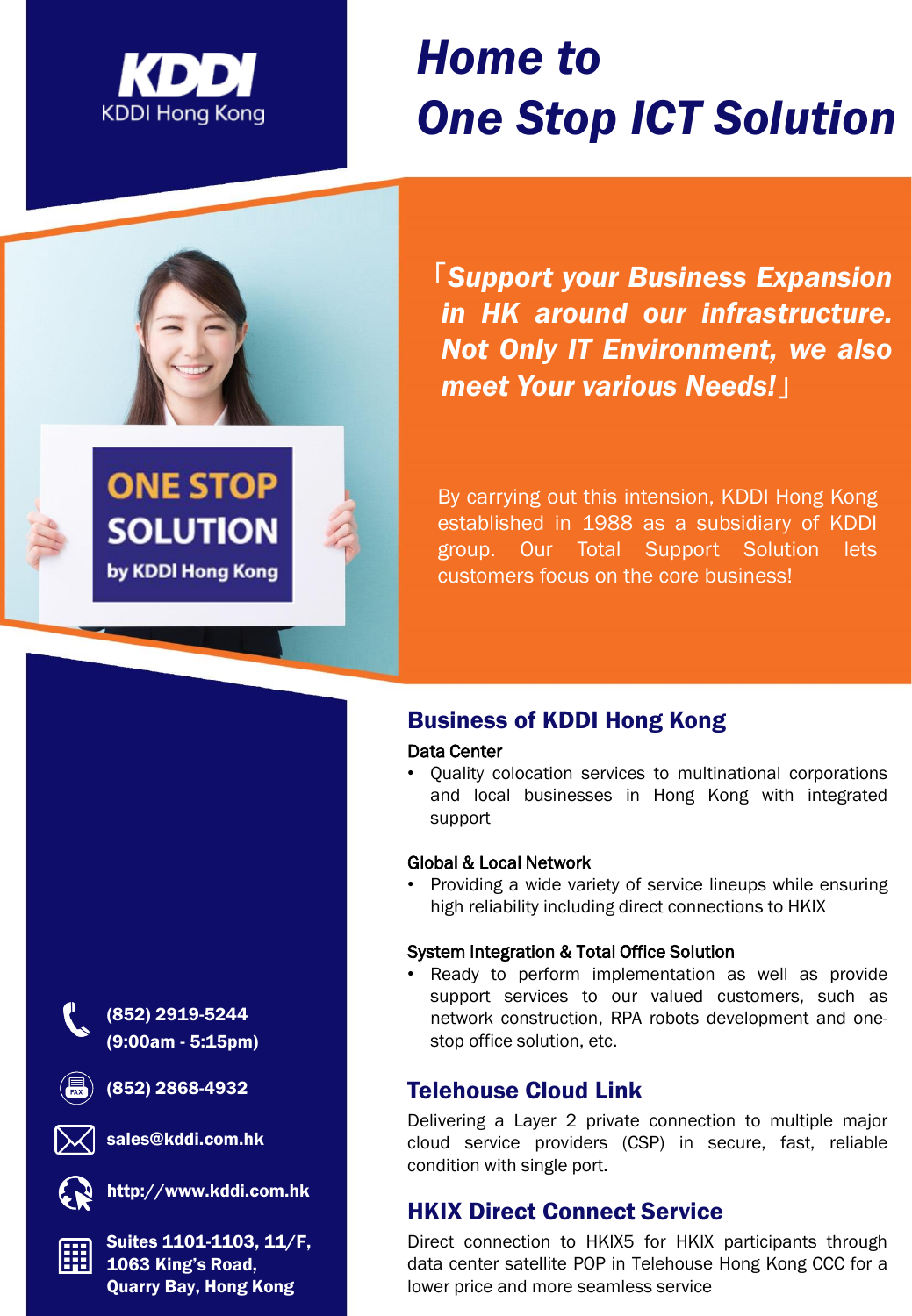KDDI Hong Kong

# Home to One Stop ICT Solution

***「Support your Business Expansion in HK around our infrastructure. Not Only IT Environment, we also meet Your various Needs!」***

By carrying out this intension, KDDI Hong Kong established in 1988 as a subsidiary of KDDI group. Our Total Support Solution lets customers focus on the core business!

## Business of KDDI Hong Kong

### Data Center

- Quality colocation services to multinational corporations and local businesses in Hong Kong with integrated support

### Global & Local Network

- Providing a wide variety of service lineups while ensuring high reliability including direct connections to HKIX

### System Integration & Total Office Solution

- Ready to perform implementation as well as provide support services to our valued customers, such as network construction, RPA robots development and one-stop office solution, etc.

## Telehouse Cloud Link

Delivering a Layer 2 private connection to multiple major cloud service providers (CSP) in secure, fast, reliable condition with single port.

## HKIX Direct Connect Service

Direct connection to HKIX5 for HKIX participants through data center satellite POP in Telehouse Hong Kong CCC for a lower price and more seamless service

**(852) 2919-5244**
**(9:00am - 5:15pm)**

**(852) 2868-4932**

**sales@kddi.com.hk**

**http://www.kddi.com.hk**

**Suites 1101-1103, 11/F, 1063 King's Road, Quarry Bay, Hong Kong**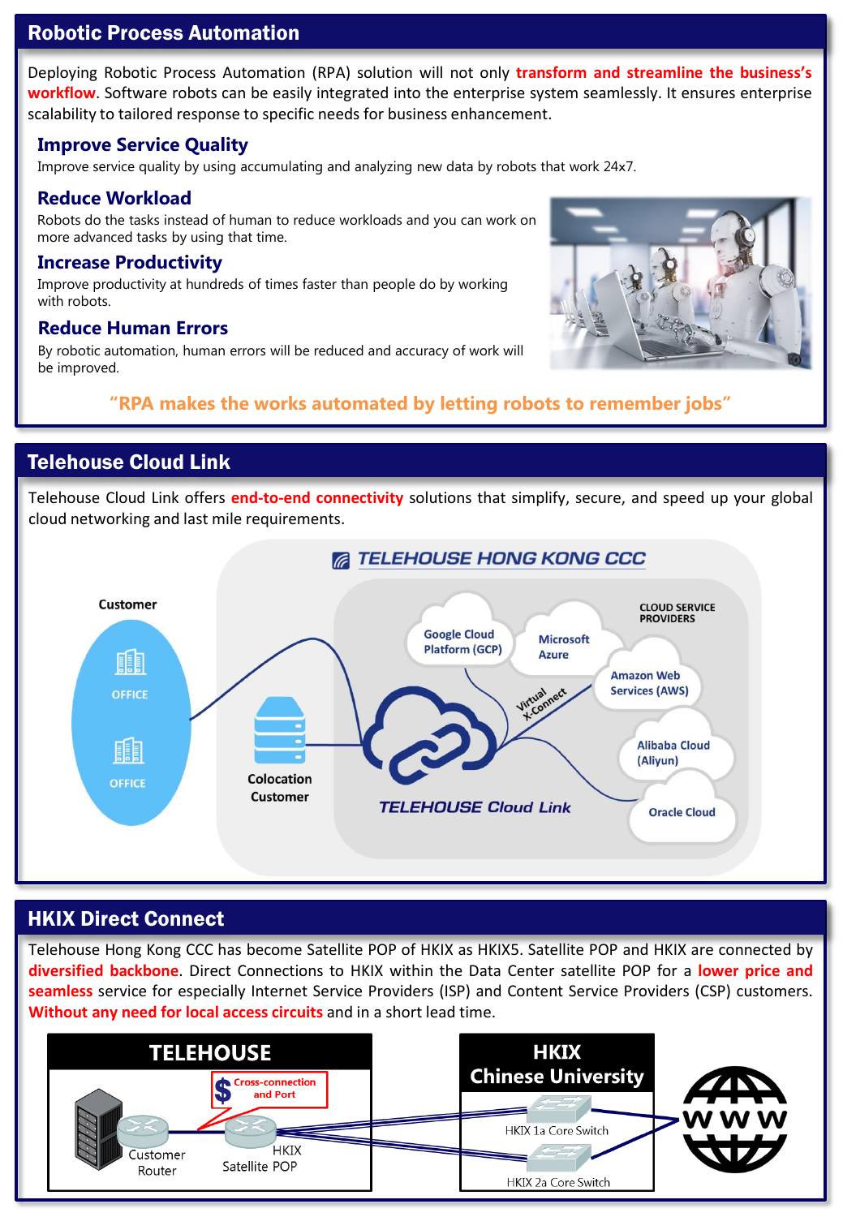## Robotic Process Automation

Deploying Robotic Process Automation (RPA) solution will not only **transform and streamline the business's workflow**. Software robots can be easily integrated into the enterprise system seamlessly. It ensures enterprise scalability to tailored response to specific needs for business enhancement.

### Improve Service Quality

Improve service quality by using accumulating and analyzing new data by robots that work 24x7.

### Reduce Workload

Robots do the tasks instead of human to reduce workloads and you can work on more advanced tasks by using that time.

### Increase Productivity

Improve productivity at hundreds of times faster than people do by working with robots.

### Reduce Human Errors

By robotic automation, human errors will be reduced and accuracy of work will be improved.

**"RPA makes the works automated by letting robots to remember jobs"**

## Telehouse Cloud Link

Telehouse Cloud Link offers **end-to-end connectivity** solutions that simplify, secure, and speed up your global cloud networking and last mile requirements.

TELEHOUSE HONG KONG CCC

Customer

OFFICE

OFFICE

Colocation Customer

TELEHOUSE Cloud Link

Virtual X-Connect

CLOUD SERVICE PROVIDERS

Google Cloud Platform (GCP)

Microsoft Azure

Amazon Web Services (AWS)

Alibaba Cloud (Aliyun)

Oracle Cloud

## HKIX Direct Connect

Telehouse Hong Kong CCC has become Satellite POP of HKIX as HKIX5. Satellite POP and HKIX are connected by **diversified backbone**. Direct Connections to HKIX within the Data Center satellite POP for a **lower price and seamless** service for especially Internet Service Providers (ISP) and Content Service Providers (CSP) customers. **Without any need for local access circuits** and in a short lead time.

TELEHOUSE

Cross-connection and Port

Customer Router

HKIX Satellite POP

HKIX Chinese University

HKIX 1a Core Switch

HKIX 2a Core Switch

WWW